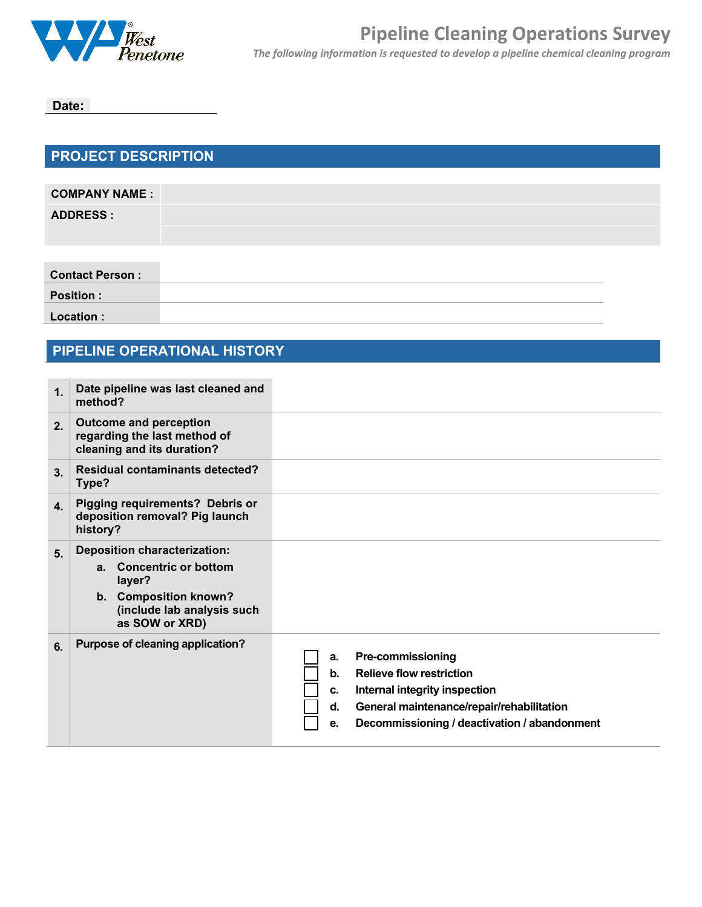West Penetone

# Pipeline Cleaning Operations Survey

*The following information is requested to develop a pipeline chemical cleaning program*

**Date:** ____________________

## PROJECT DESCRIPTION

| | |
|---|---|
| **COMPANY NAME :** | |
| **ADDRESS :** | |
| | |

| | |
|---|---|
| **Contact Person :** | |
| **Position :** | |
| **Location :** | |

## PIPELINE OPERATIONAL HISTORY

| | | |
|---|---|---|
| **1.** | **Date pipeline was last cleaned and method?** | |
| **2.** | **Outcome and perception regarding the last method of cleaning and its duration?** | |
| **3.** | **Residual contaminants detected? Type?** | |
| **4.** | **Pigging requirements? Debris or deposition removal? Pig launch history?** | |
| **5.** | **Deposition characterization:**<br>**a. Concentric or bottom layer?**<br>**b. Composition known? (include lab analysis such as SOW or XRD)** | |
| **6.** | **Purpose of cleaning application?** | ☐ **a. Pre-commissioning**<br>☐ **b. Relieve flow restriction**<br>☐ **c. Internal integrity inspection**<br>☐ **d. General maintenance/repair/rehabilitation**<br>☐ **e. Decommissioning / deactivation / abandonment** |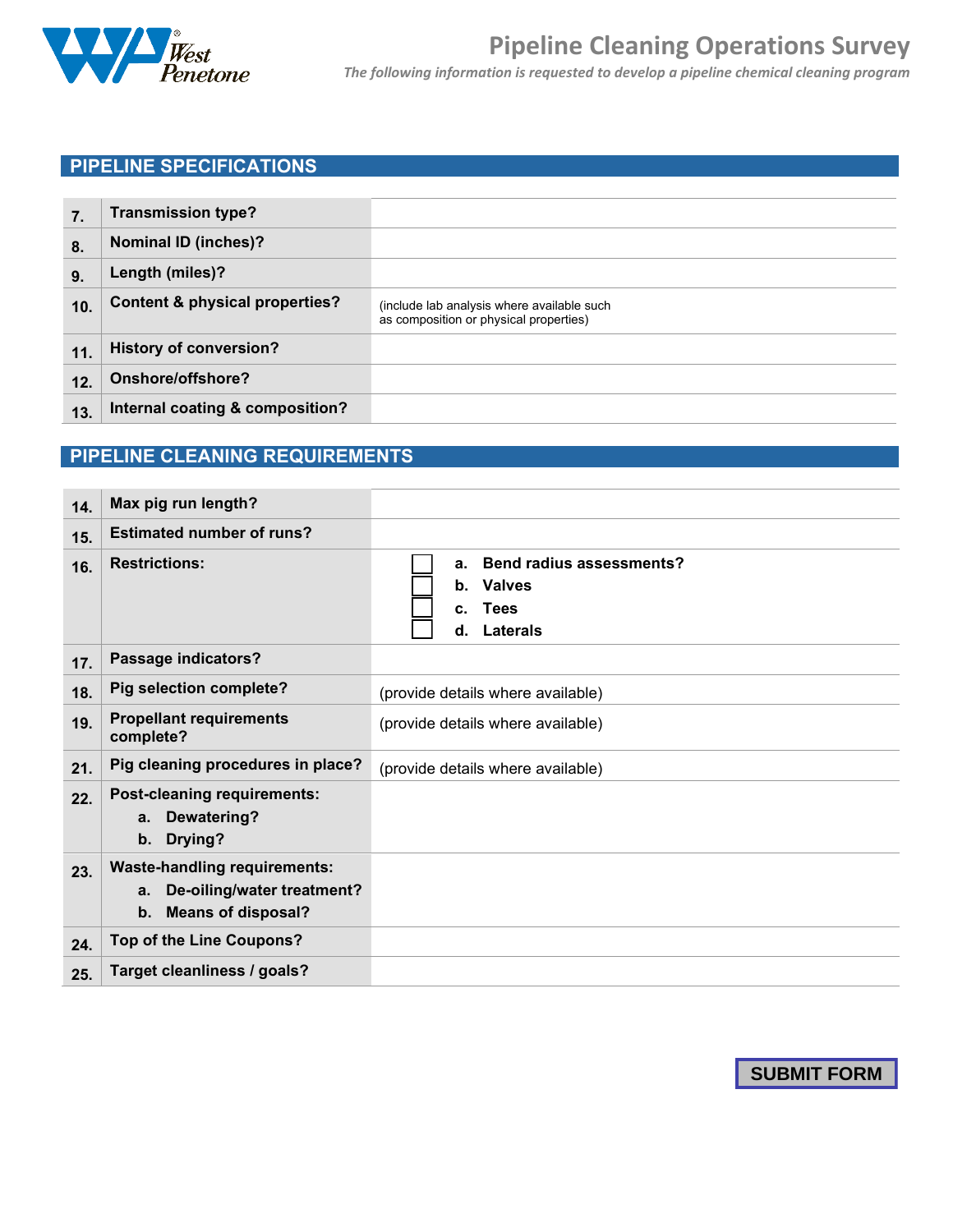# Pipeline Cleaning Operations Survey

*The following information is requested to develop a pipeline chemical cleaning program*

## PIPELINE SPECIFICATIONS

| | | |
|---|---|---|
| 7. | Transmission type? | |
| 8. | Nominal ID (inches)? | |
| 9. | Length (miles)? | |
| 10. | Content & physical properties? | (include lab analysis where available such as composition or physical properties) |
| 11. | History of conversion? | |
| 12. | Onshore/offshore? | |
| 13. | Internal coating & composition? | |

## PIPELINE CLEANING REQUIREMENTS

| | | |
|---|---|---|
| 14. | Max pig run length? | |
| 15. | Estimated number of runs? | |
| 16. | Restrictions: | ☐ a. Bend radius assessments?<br>☐ b. Valves<br>☐ c. Tees<br>☐ d. Laterals |
| 17. | Passage indicators? | |
| 18. | Pig selection complete? | (provide details where available) |
| 19. | Propellant requirements complete? | (provide details where available) |
| 21. | Pig cleaning procedures in place? | (provide details where available) |
| 22. | Post-cleaning requirements:<br>a. Dewatering?<br>b. Drying? | |
| 23. | Waste-handling requirements:<br>a. De-oiling/water treatment?<br>b. Means of disposal? | |
| 24. | Top of the Line Coupons? | |
| 25. | Target cleanliness / goals? | |

SUBMIT FORM